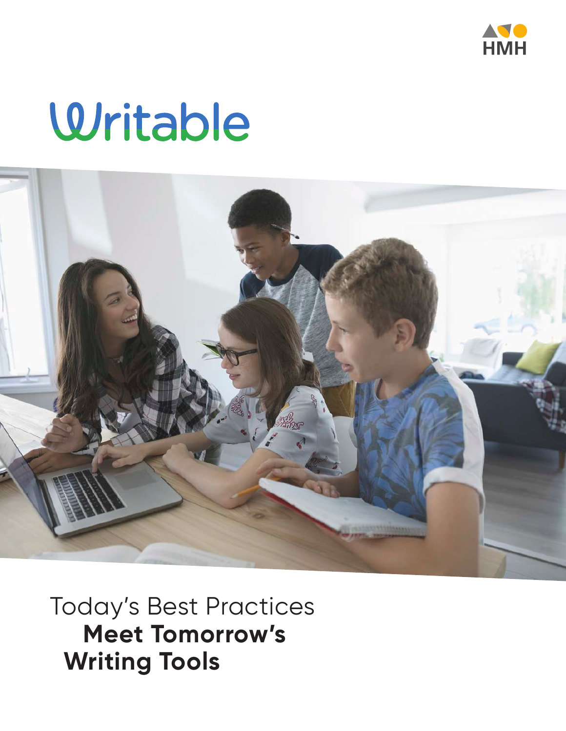HMH

# Writable

Today's Best Practices
**Meet Tomorrow's Writing Tools**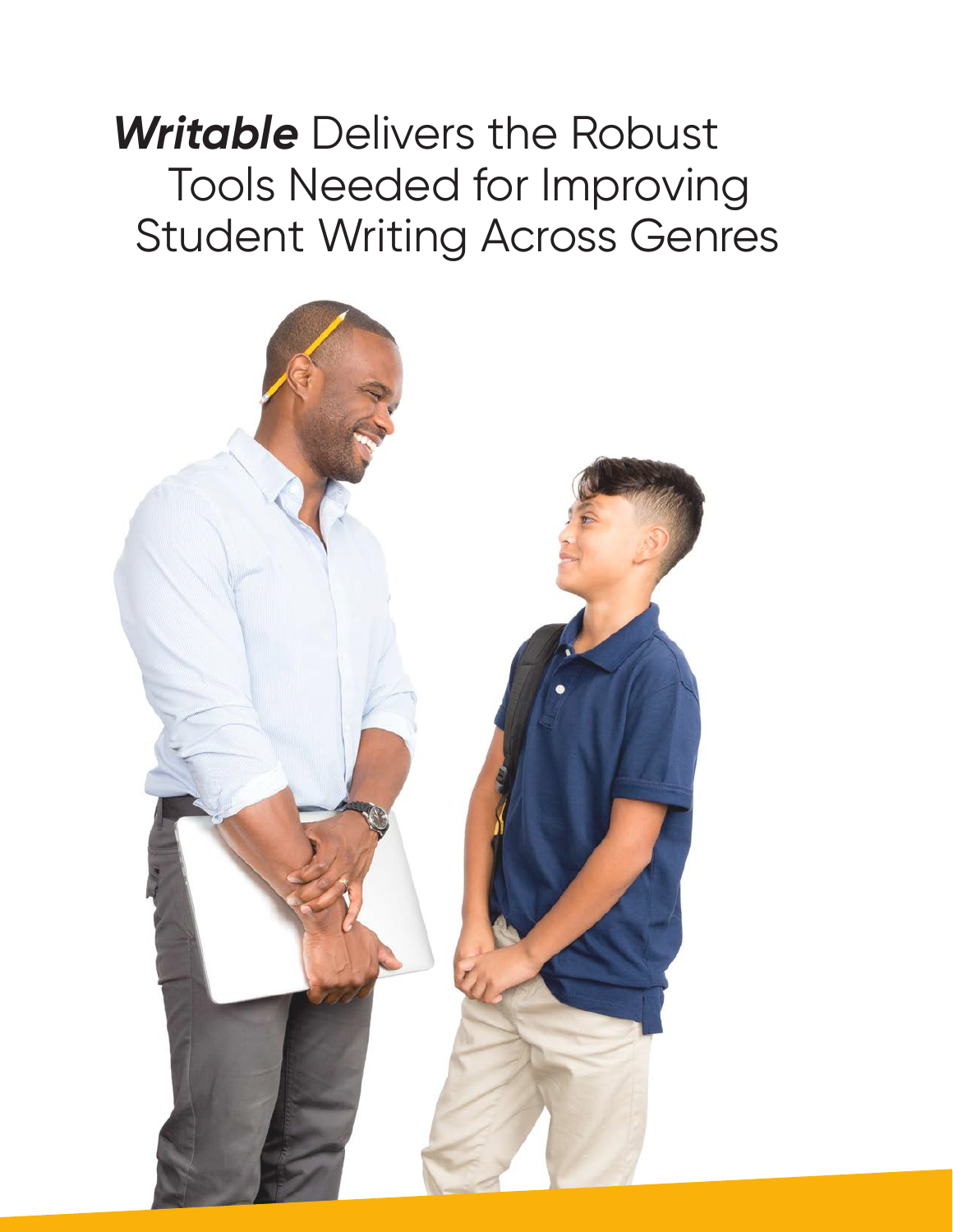# ***Writable*** Delivers the Robust Tools Needed for Improving Student Writing Across Genres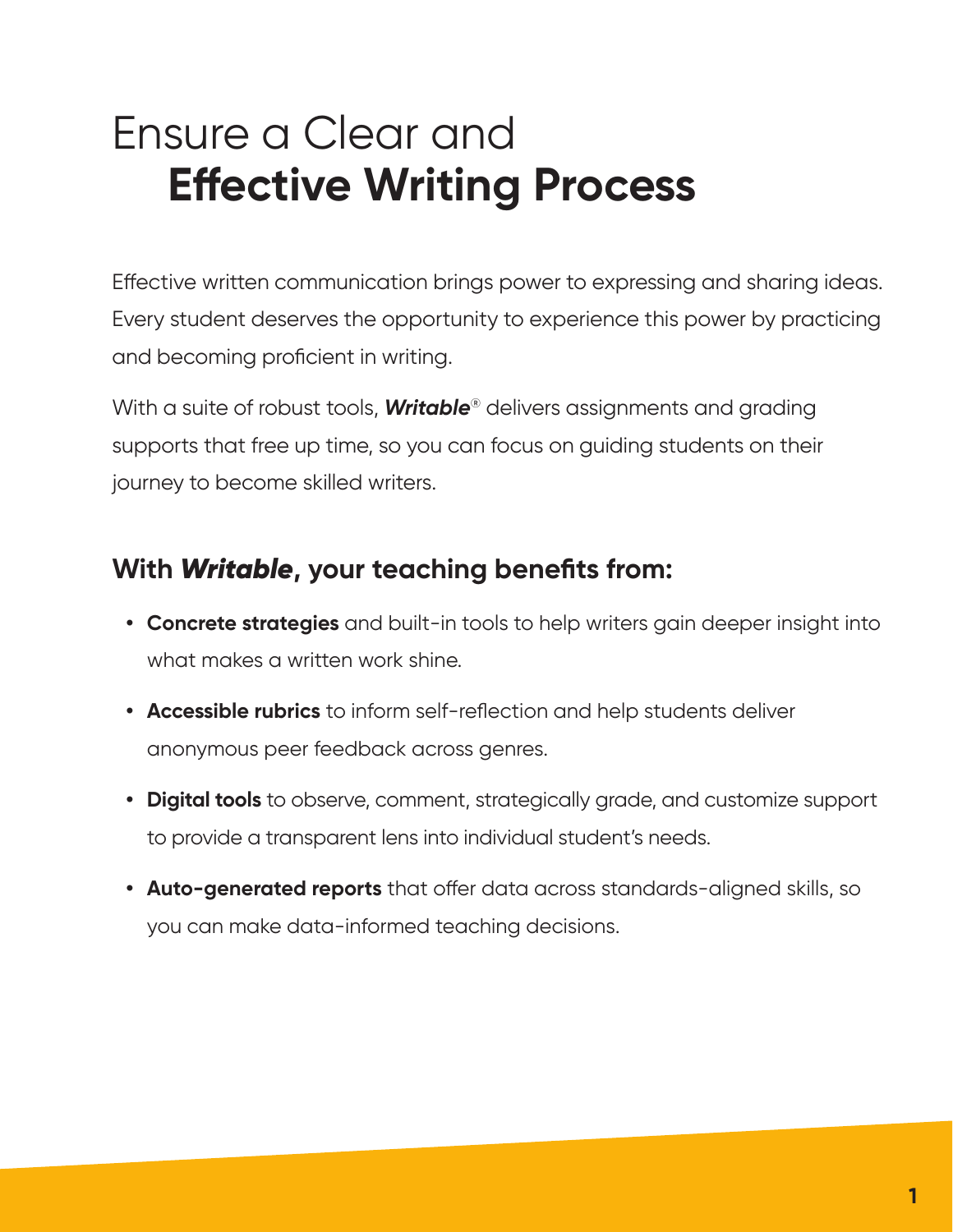# Ensure a Clear and **Effective Writing Process**

Effective written communication brings power to expressing and sharing ideas. Every student deserves the opportunity to experience this power by practicing and becoming proficient in writing.

With a suite of robust tools, ***Writable***® delivers assignments and grading supports that free up time, so you can focus on guiding students on their journey to become skilled writers.

## With *Writable*, your teaching benefits from:

- **Concrete strategies** and built-in tools to help writers gain deeper insight into what makes a written work shine.
- **Accessible rubrics** to inform self-reflection and help students deliver anonymous peer feedback across genres.
- **Digital tools** to observe, comment, strategically grade, and customize support to provide a transparent lens into individual student's needs.
- **Auto-generated reports** that offer data across standards-aligned skills, so you can make data-informed teaching decisions.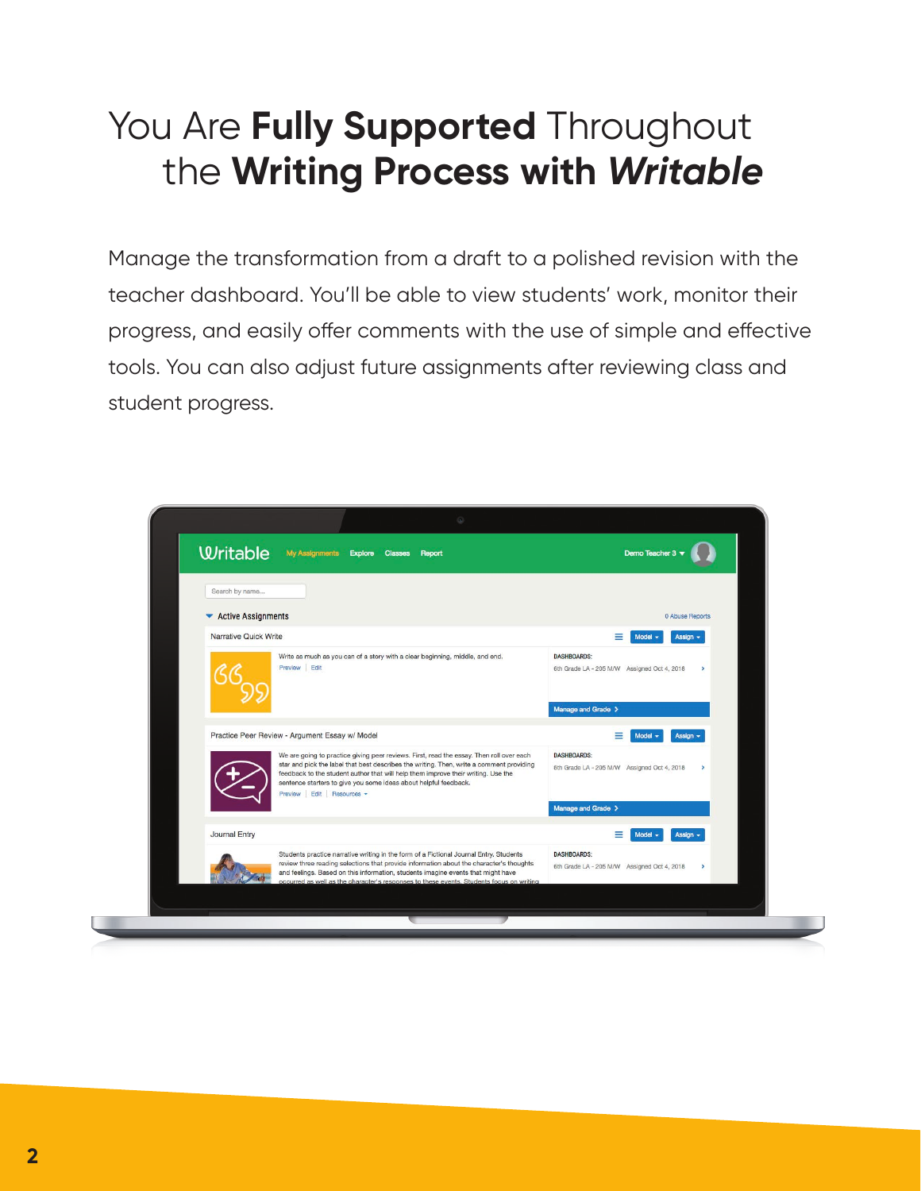# You Are **Fully Supported** Throughout the **Writing Process with *Writable***

Manage the transformation from a draft to a polished revision with the teacher dashboard. You'll be able to view students' work, monitor their progress, and easily offer comments with the use of simple and effective tools. You can also adjust future assignments after reviewing class and student progress.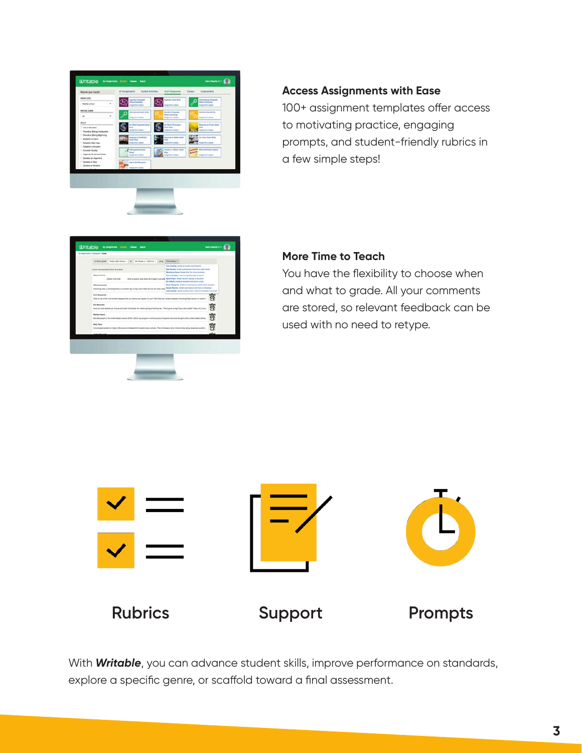### Access Assignments with Ease

100+ assignment templates offer access to motivating practice, engaging prompts, and student-friendly rubrics in a few simple steps!

### More Time to Teach

You have the flexibility to choose when and what to grade. All your comments are stored, so relevant feedback can be used with no need to retype.

**Rubrics**

**Support**

**Prompts**

With ***Writable***, you can advance student skills, improve performance on standards, explore a specific genre, or scaffold toward a final assessment.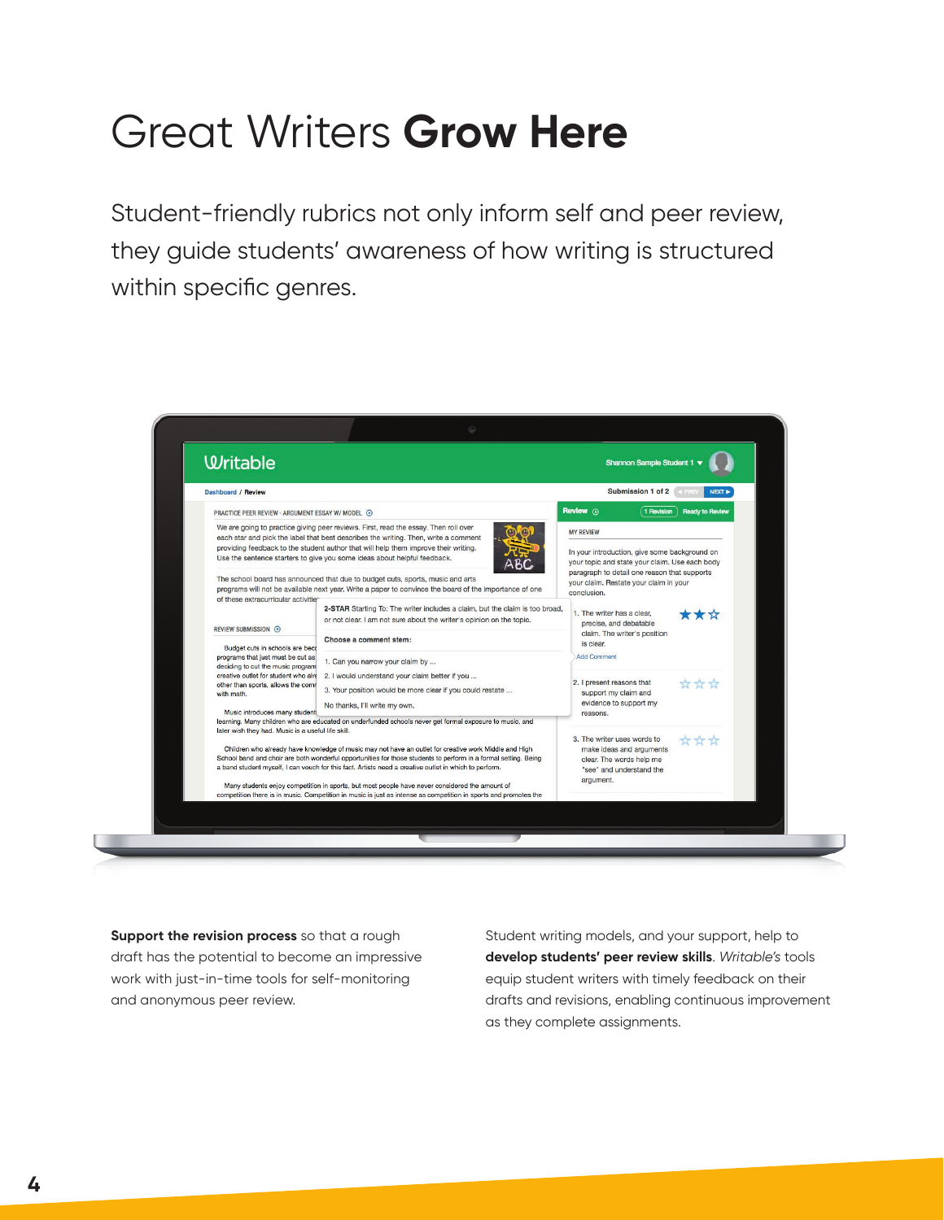# Great Writers **Grow Here**

Student-friendly rubrics not only inform self and peer review, they guide students' awareness of how writing is structured within specific genres.

**Support the revision process** so that a rough draft has the potential to become an impressive work with just-in-time tools for self-monitoring and anonymous peer review.

Student writing models, and your support, help to **develop students' peer review skills**. *Writable's* tools equip student writers with timely feedback on their drafts and revisions, enabling continuous improvement as they complete assignments.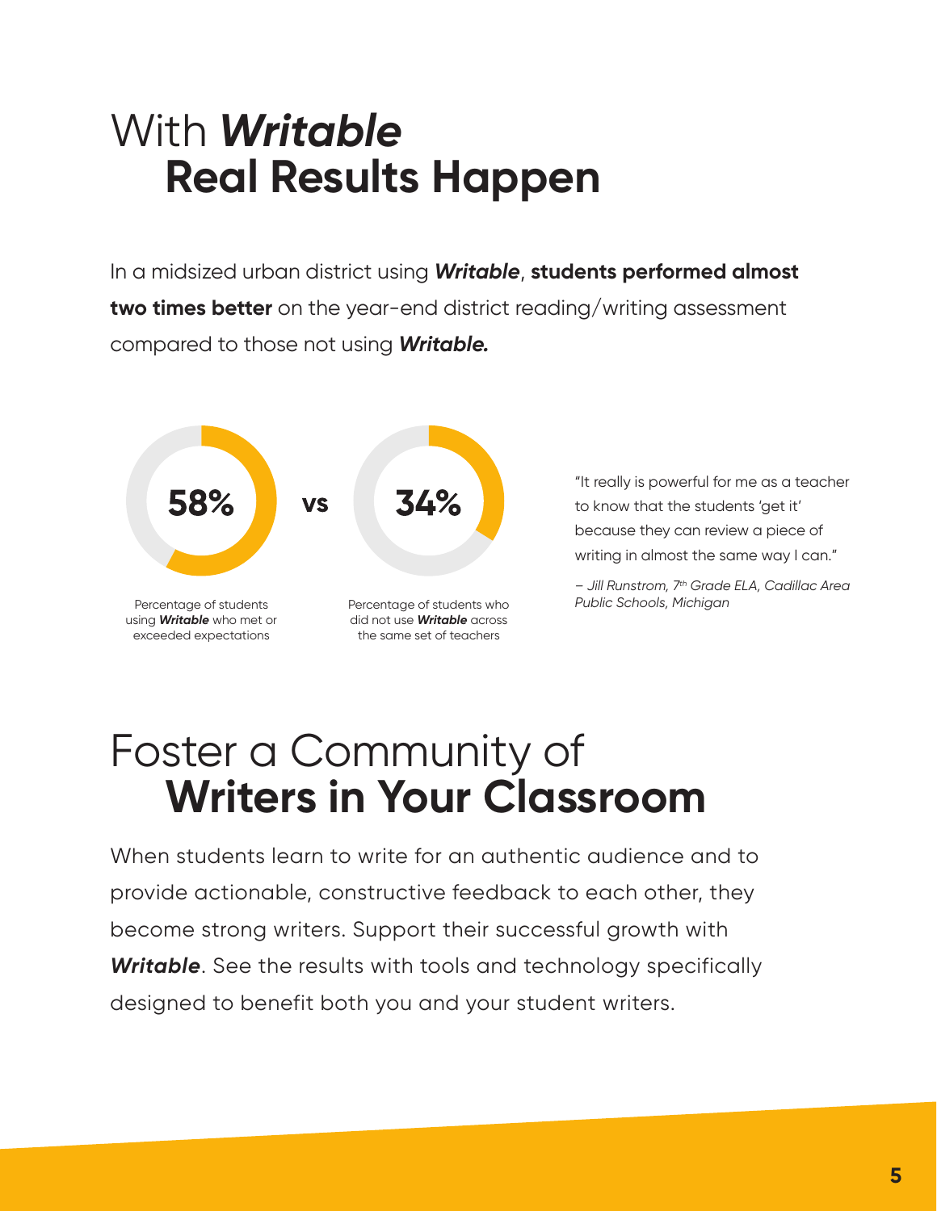# With ***Writable*** Real Results Happen

In a midsized urban district using ***Writable***, **students performed almost two times better** on the year-end district reading/writing assessment compared to those not using ***Writable.***

**58%** vs **34%**

Percentage of students using ***Writable*** who met or exceeded expectations

Percentage of students who did not use ***Writable*** across the same set of teachers

"It really is powerful for me as a teacher to know that the students 'get it' because they can review a piece of writing in almost the same way I can."

*– Jill Runstrom, 7th Grade ELA, Cadillac Area Public Schools, Michigan*

# Foster a Community of **Writers in Your Classroom**

When students learn to write for an authentic audience and to provide actionable, constructive feedback to each other, they become strong writers. Support their successful growth with ***Writable***. See the results with tools and technology specifically designed to benefit both you and your student writers.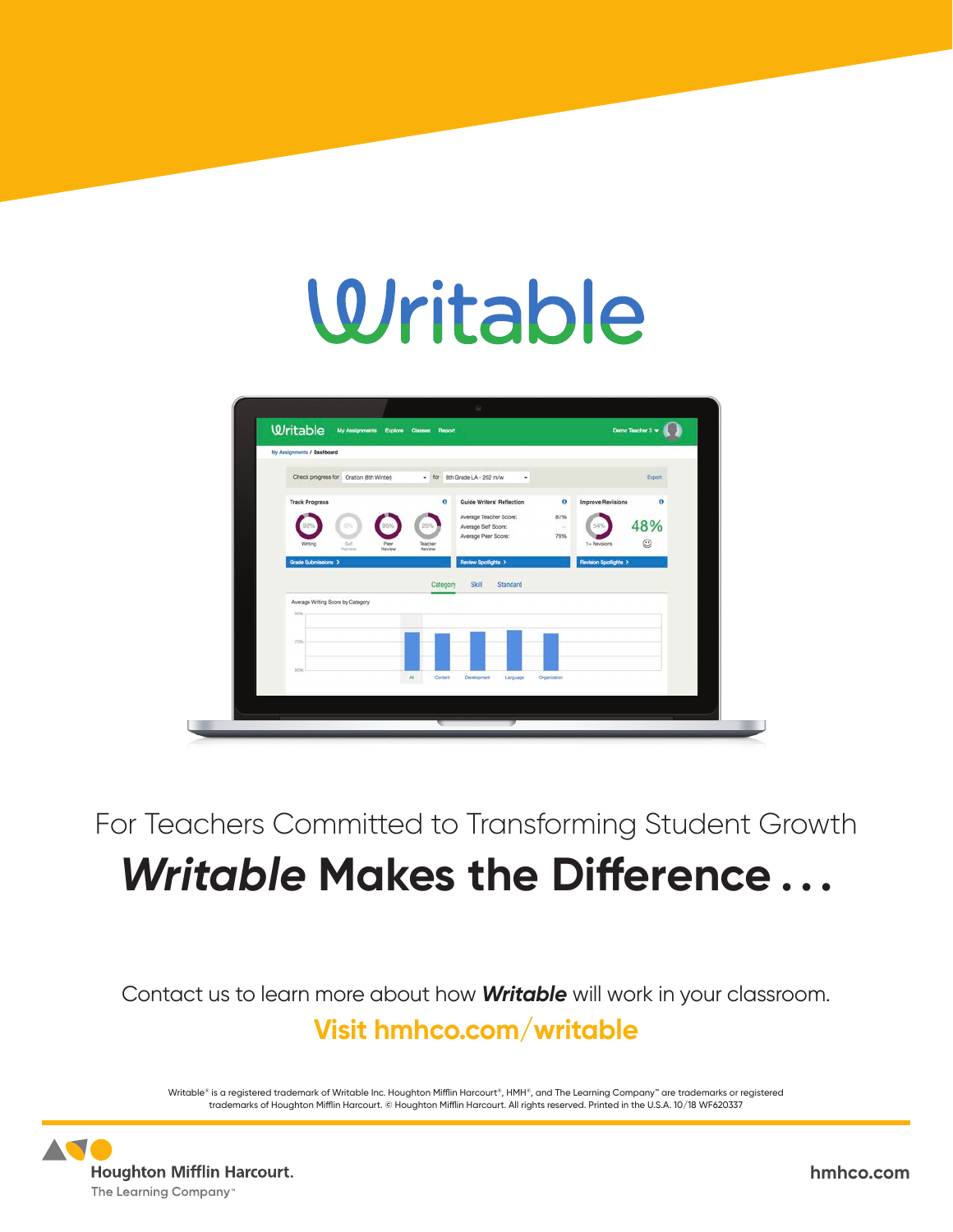# Writable

For Teachers Committed to Transforming Student Growth

## ***Writable*** **Makes the Difference . . .**

Contact us to learn more about how ***Writable*** will work in your classroom.

**Visit hmhco.com/writable**

Writable® is a registered trademark of Writable Inc. Houghton Mifflin Harcourt®, HMH®, and The Learning Company™ are trademarks or registered trademarks of Houghton Mifflin Harcourt. © Houghton Mifflin Harcourt. All rights reserved. Printed in the U.S.A. 10/18 WF620337

Houghton Mifflin Harcourt.
The Learning Company™

hmhco.com